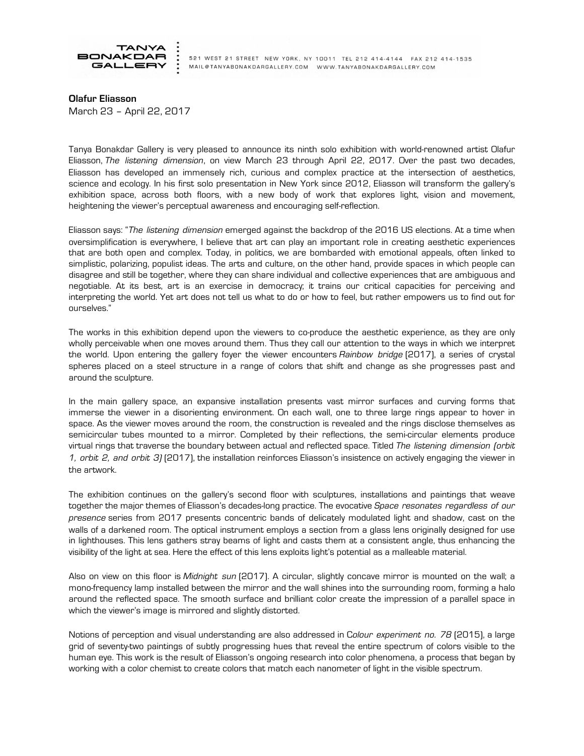TANYA BONAKDAR GALLERY

521 WEST 21 STREET NEW YORK, NY 10011 TEL 212 414-4144 FAX 212 414-1535
MAIL@TANYABONAKDARGALLERY.COM WWW.TANYABONAKDARGALLERY.COM

**Olafur Eliasson**
March 23 – April 22, 2017

Tanya Bonakdar Gallery is very pleased to announce its ninth solo exhibition with world-renowned artist Olafur Eliasson, *The listening dimension*, on view March 23 through April 22, 2017. Over the past two decades, Eliasson has developed an immensely rich, curious and complex practice at the intersection of aesthetics, science and ecology. In his first solo presentation in New York since 2012, Eliasson will transform the gallery's exhibition space, across both floors, with a new body of work that explores light, vision and movement, heightening the viewer's perceptual awareness and encouraging self-reflection.

Eliasson says: "*The listening dimension* emerged against the backdrop of the 2016 US elections. At a time when oversimplification is everywhere, I believe that art can play an important role in creating aesthetic experiences that are both open and complex. Today, in politics, we are bombarded with emotional appeals, often linked to simplistic, polarizing, populist ideas. The arts and culture, on the other hand, provide spaces in which people can disagree and still be together, where they can share individual and collective experiences that are ambiguous and negotiable. At its best, art is an exercise in democracy; it trains our critical capacities for perceiving and interpreting the world. Yet art does not tell us what to do or how to feel, but rather empowers us to find out for ourselves."

The works in this exhibition depend upon the viewers to co-produce the aesthetic experience, as they are only wholly perceivable when one moves around them. Thus they call our attention to the ways in which we interpret the world. Upon entering the gallery foyer the viewer encounters *Rainbow bridge* (2017), a series of crystal spheres placed on a steel structure in a range of colors that shift and change as she progresses past and around the sculpture.

In the main gallery space, an expansive installation presents vast mirror surfaces and curving forms that immerse the viewer in a disorienting environment. On each wall, one to three large rings appear to hover in space. As the viewer moves around the room, the construction is revealed and the rings disclose themselves as semicircular tubes mounted to a mirror. Completed by their reflections, the semi-circular elements produce virtual rings that traverse the boundary between actual and reflected space. Titled *The listening dimension (orbit 1, orbit 2, and orbit 3)* (2017), the installation reinforces Eliasson's insistence on actively engaging the viewer in the artwork.

The exhibition continues on the gallery's second floor with sculptures, installations and paintings that weave together the major themes of Eliasson's decades-long practice. The evocative *Space resonates regardless of our presence* series from 2017 presents concentric bands of delicately modulated light and shadow, cast on the walls of a darkened room. The optical instrument employs a section from a glass lens originally designed for use in lighthouses. This lens gathers stray beams of light and casts them at a consistent angle, thus enhancing the visibility of the light at sea. Here the effect of this lens exploits light's potential as a malleable material.

Also on view on this floor is *Midnight sun* (2017). A circular, slightly concave mirror is mounted on the wall; a mono-frequency lamp installed between the mirror and the wall shines into the surrounding room, forming a halo around the reflected space. The smooth surface and brilliant color create the impression of a parallel space in which the viewer's image is mirrored and slightly distorted.

Notions of perception and visual understanding are also addressed in C*olour experiment no. 78* (2015), a large grid of seventy-two paintings of subtly progressing hues that reveal the entire spectrum of colors visible to the human eye. This work is the result of Eliasson's ongoing research into color phenomena, a process that began by working with a color chemist to create colors that match each nanometer of light in the visible spectrum.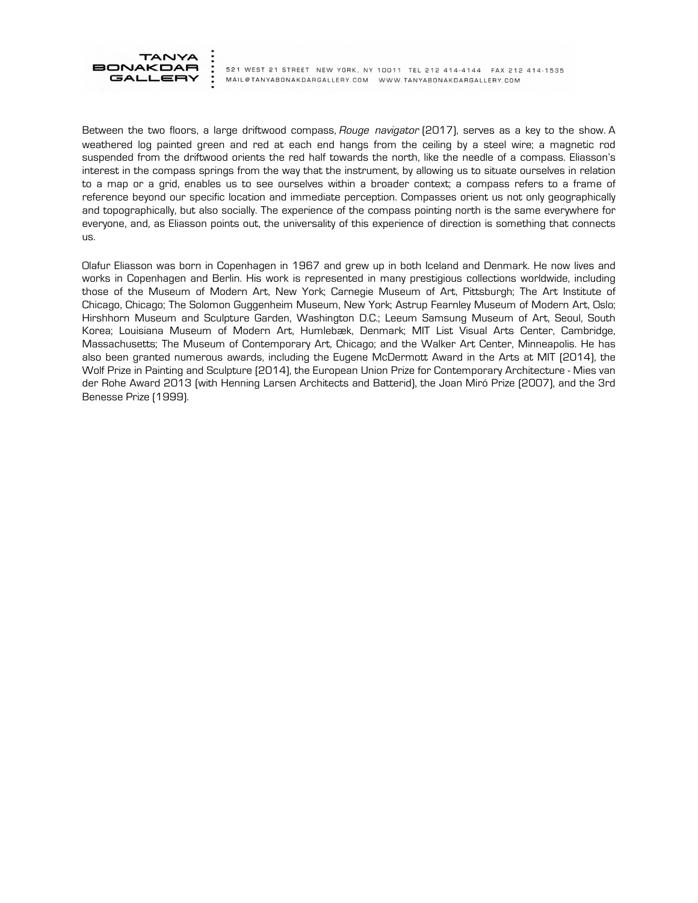Between the two floors, a large driftwood compass, *Rouge navigator* (2017), serves as a key to the show. A weathered log painted green and red at each end hangs from the ceiling by a steel wire; a magnetic rod suspended from the driftwood orients the red half towards the north, like the needle of a compass. Eliasson's interest in the compass springs from the way that the instrument, by allowing us to situate ourselves in relation to a map or a grid, enables us to see ourselves within a broader context; a compass refers to a frame of reference beyond our specific location and immediate perception. Compasses orient us not only geographically and topographically, but also socially. The experience of the compass pointing north is the same everywhere for everyone, and, as Eliasson points out, the universality of this experience of direction is something that connects us.

Olafur Eliasson was born in Copenhagen in 1967 and grew up in both Iceland and Denmark. He now lives and works in Copenhagen and Berlin. His work is represented in many prestigious collections worldwide, including those of the Museum of Modern Art, New York; Carnegie Museum of Art, Pittsburgh; The Art Institute of Chicago, Chicago; The Solomon Guggenheim Museum, New York; Astrup Fearnley Museum of Modern Art, Oslo; Hirshhorn Museum and Sculpture Garden, Washington D.C.; Leeum Samsung Museum of Art, Seoul, South Korea; Louisiana Museum of Modern Art, Humlebæk, Denmark; MIT List Visual Arts Center, Cambridge, Massachusetts; The Museum of Contemporary Art, Chicago; and the Walker Art Center, Minneapolis. He has also been granted numerous awards, including the Eugene McDermott Award in the Arts at MIT (2014), the Wolf Prize in Painting and Sculpture (2014), the European Union Prize for Contemporary Architecture - Mies van der Rohe Award 2013 (with Henning Larsen Architects and Batterid), the Joan Miró Prize (2007), and the 3rd Benesse Prize (1999).